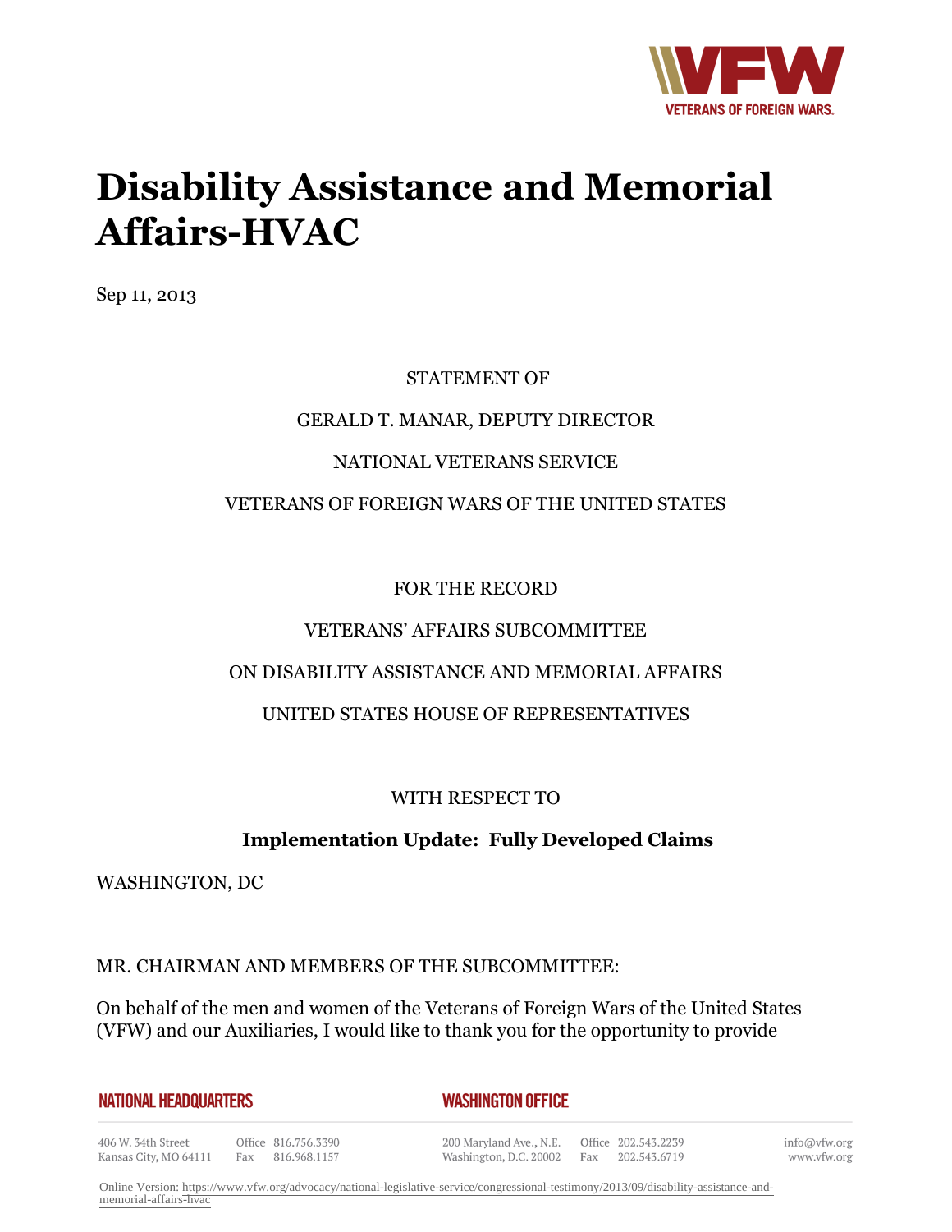# Disability Assistance and Memorial Affairs-HVAC

Sep 11, 2013

STATEMENT OF

GERALD T. MANAR, DEPUTY DIRECTOR

NATIONAL VETERANS SERVICE

VETERANS OF FOREIGN WARS OF THE UNITED STATES

FOR THE RECORD

VETERANS' AFFAIRS SUBCOMMITTEE

ON DISABILITY ASSISTANCE AND MEMORIAL AFFAIRS

UNITED STATES HOUSE OF REPRESENTATIVES

WITH RESPECT TO

**Implementation Update: Fully Developed Claims**

WASHINGTON, DC

MR. CHAIRMAN AND MEMBERS OF THE SUBCOMMITTEE:

On behalf of the men and women of the Veterans of Foreign Wars of the United States (VFW) and our Auxiliaries, I would like to thank you for the opportunity to provide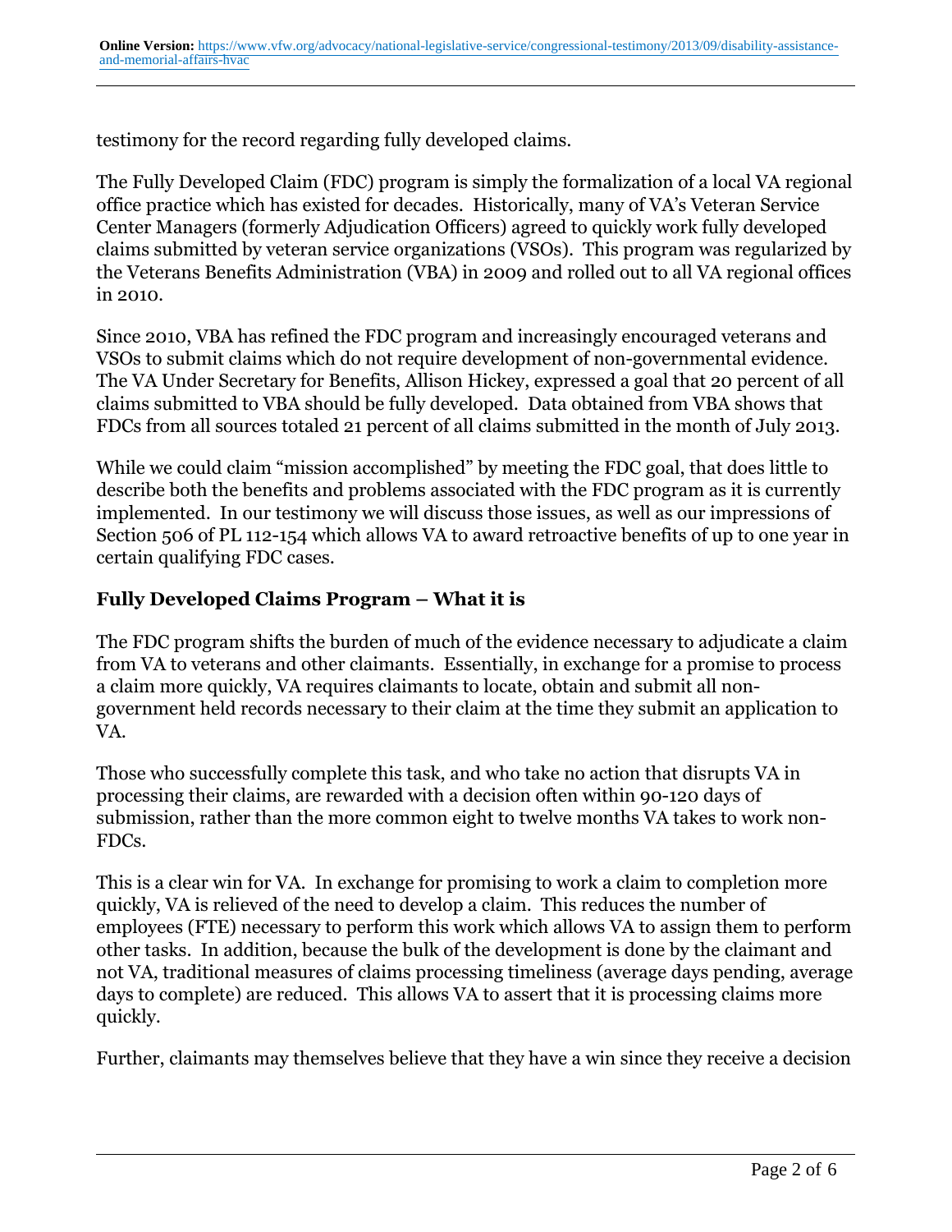testimony for the record regarding fully developed claims.

The Fully Developed Claim (FDC) program is simply the formalization of a local VA regional office practice which has existed for decades. Historically, many of VA's Veteran Service Center Managers (formerly Adjudication Officers) agreed to quickly work fully developed claims submitted by veteran service organizations (VSOs). This program was regularized by the Veterans Benefits Administration (VBA) in 2009 and rolled out to all VA regional offices in 2010.

Since 2010, VBA has refined the FDC program and increasingly encouraged veterans and VSOs to submit claims which do not require development of non-governmental evidence. The VA Under Secretary for Benefits, Allison Hickey, expressed a goal that 20 percent of all claims submitted to VBA should be fully developed. Data obtained from VBA shows that FDCs from all sources totaled 21 percent of all claims submitted in the month of July 2013.

While we could claim "mission accomplished" by meeting the FDC goal, that does little to describe both the benefits and problems associated with the FDC program as it is currently implemented. In our testimony we will discuss those issues, as well as our impressions of Section 506 of PL 112-154 which allows VA to award retroactive benefits of up to one year in certain qualifying FDC cases.

## Fully Developed Claims Program – What it is

The FDC program shifts the burden of much of the evidence necessary to adjudicate a claim from VA to veterans and other claimants. Essentially, in exchange for a promise to process a claim more quickly, VA requires claimants to locate, obtain and submit all non-government held records necessary to their claim at the time they submit an application to VA.

Those who successfully complete this task, and who take no action that disrupts VA in processing their claims, are rewarded with a decision often within 90-120 days of submission, rather than the more common eight to twelve months VA takes to work non-FDCs.

This is a clear win for VA. In exchange for promising to work a claim to completion more quickly, VA is relieved of the need to develop a claim. This reduces the number of employees (FTE) necessary to perform this work which allows VA to assign them to perform other tasks. In addition, because the bulk of the development is done by the claimant and not VA, traditional measures of claims processing timeliness (average days pending, average days to complete) are reduced. This allows VA to assert that it is processing claims more quickly.

Further, claimants may themselves believe that they have a win since they receive a decision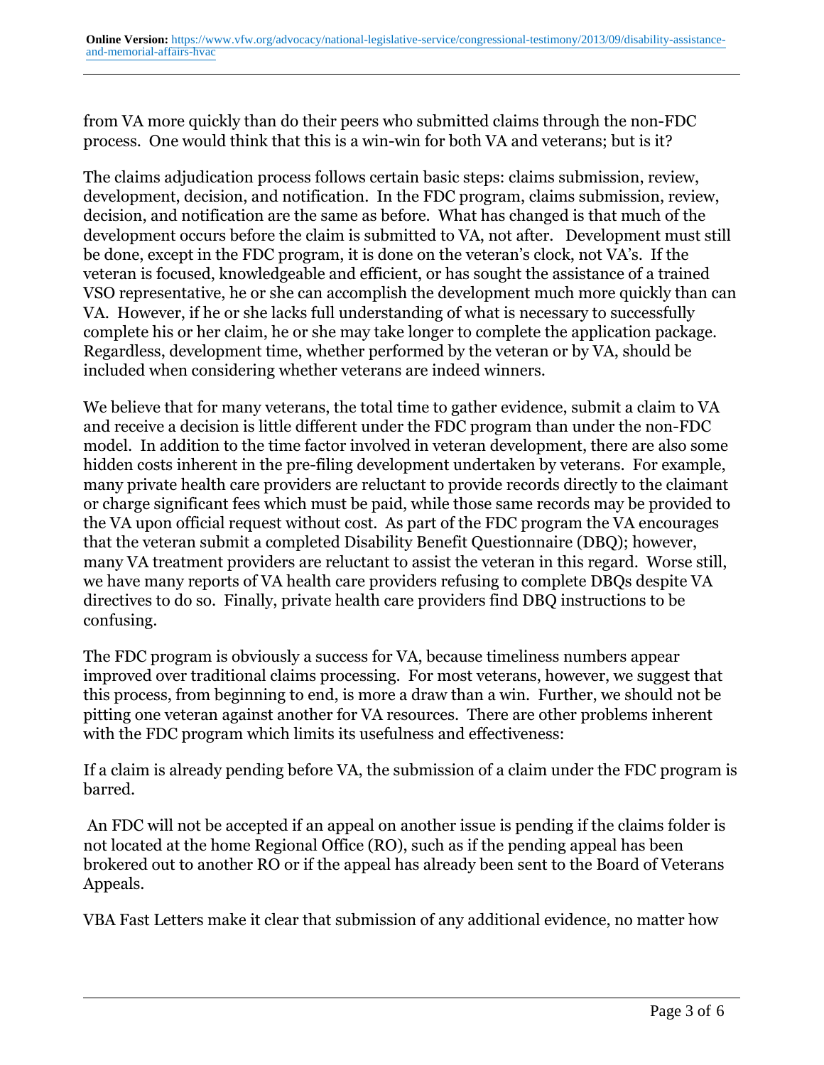from VA more quickly than do their peers who submitted claims through the non-FDC process. One would think that this is a win-win for both VA and veterans; but is it?

The claims adjudication process follows certain basic steps: claims submission, review, development, decision, and notification. In the FDC program, claims submission, review, decision, and notification are the same as before. What has changed is that much of the development occurs before the claim is submitted to VA, not after. Development must still be done, except in the FDC program, it is done on the veteran's clock, not VA's. If the veteran is focused, knowledgeable and efficient, or has sought the assistance of a trained VSO representative, he or she can accomplish the development much more quickly than can VA. However, if he or she lacks full understanding of what is necessary to successfully complete his or her claim, he or she may take longer to complete the application package. Regardless, development time, whether performed by the veteran or by VA, should be included when considering whether veterans are indeed winners.

We believe that for many veterans, the total time to gather evidence, submit a claim to VA and receive a decision is little different under the FDC program than under the non-FDC model. In addition to the time factor involved in veteran development, there are also some hidden costs inherent in the pre-filing development undertaken by veterans. For example, many private health care providers are reluctant to provide records directly to the claimant or charge significant fees which must be paid, while those same records may be provided to the VA upon official request without cost. As part of the FDC program the VA encourages that the veteran submit a completed Disability Benefit Questionnaire (DBQ); however, many VA treatment providers are reluctant to assist the veteran in this regard. Worse still, we have many reports of VA health care providers refusing to complete DBQs despite VA directives to do so. Finally, private health care providers find DBQ instructions to be confusing.

The FDC program is obviously a success for VA, because timeliness numbers appear improved over traditional claims processing. For most veterans, however, we suggest that this process, from beginning to end, is more a draw than a win. Further, we should not be pitting one veteran against another for VA resources. There are other problems inherent with the FDC program which limits its usefulness and effectiveness:

If a claim is already pending before VA, the submission of a claim under the FDC program is barred.

An FDC will not be accepted if an appeal on another issue is pending if the claims folder is not located at the home Regional Office (RO), such as if the pending appeal has been brokered out to another RO or if the appeal has already been sent to the Board of Veterans Appeals.

VBA Fast Letters make it clear that submission of any additional evidence, no matter how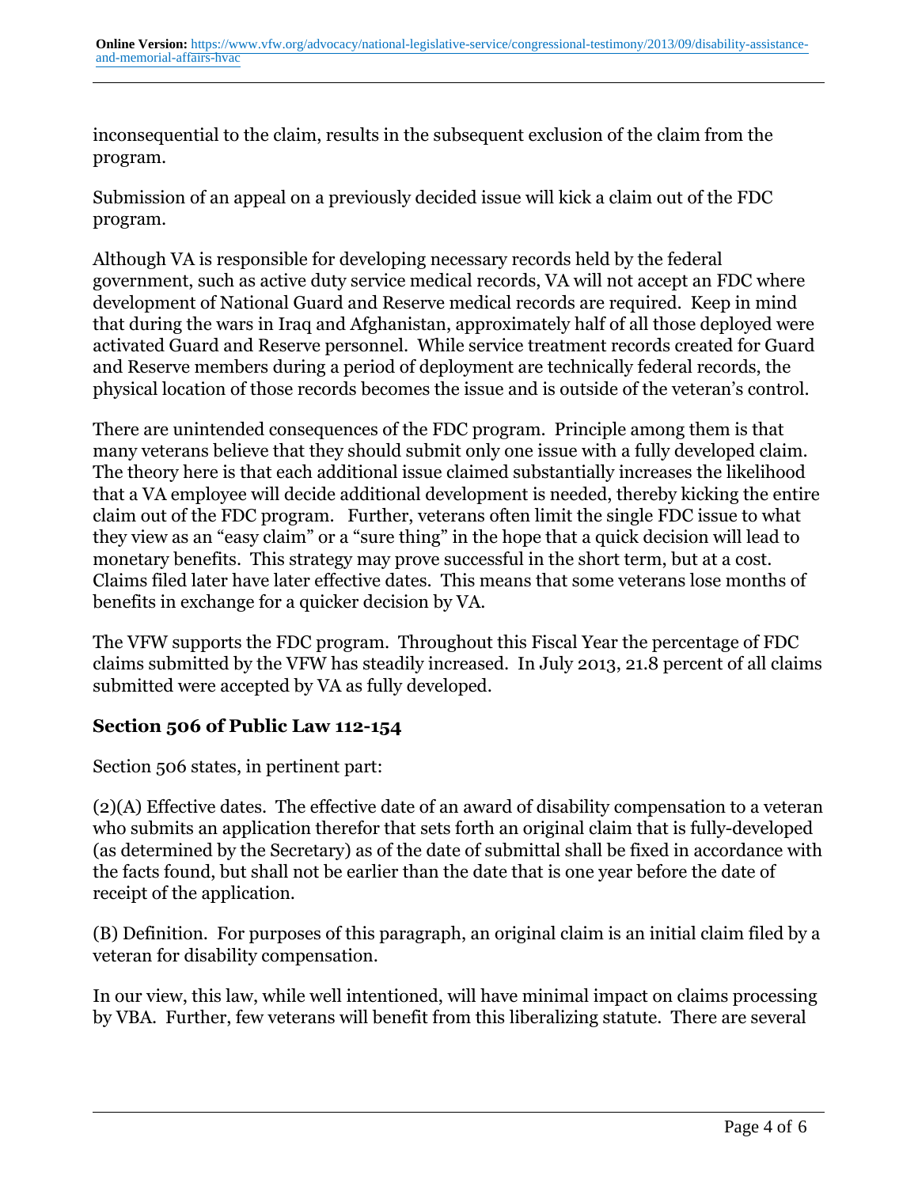inconsequential to the claim, results in the subsequent exclusion of the claim from the program.

Submission of an appeal on a previously decided issue will kick a claim out of the FDC program.

Although VA is responsible for developing necessary records held by the federal government, such as active duty service medical records, VA will not accept an FDC where development of National Guard and Reserve medical records are required. Keep in mind that during the wars in Iraq and Afghanistan, approximately half of all those deployed were activated Guard and Reserve personnel. While service treatment records created for Guard and Reserve members during a period of deployment are technically federal records, the physical location of those records becomes the issue and is outside of the veteran's control.

There are unintended consequences of the FDC program. Principle among them is that many veterans believe that they should submit only one issue with a fully developed claim. The theory here is that each additional issue claimed substantially increases the likelihood that a VA employee will decide additional development is needed, thereby kicking the entire claim out of the FDC program. Further, veterans often limit the single FDC issue to what they view as an "easy claim" or a "sure thing" in the hope that a quick decision will lead to monetary benefits. This strategy may prove successful in the short term, but at a cost. Claims filed later have later effective dates. This means that some veterans lose months of benefits in exchange for a quicker decision by VA.

The VFW supports the FDC program. Throughout this Fiscal Year the percentage of FDC claims submitted by the VFW has steadily increased. In July 2013, 21.8 percent of all claims submitted were accepted by VA as fully developed.

**Section 506 of Public Law 112-154**

Section 506 states, in pertinent part:

(2)(A) Effective dates. The effective date of an award of disability compensation to a veteran who submits an application therefor that sets forth an original claim that is fully-developed (as determined by the Secretary) as of the date of submittal shall be fixed in accordance with the facts found, but shall not be earlier than the date that is one year before the date of receipt of the application.

(B) Definition. For purposes of this paragraph, an original claim is an initial claim filed by a veteran for disability compensation.

In our view, this law, while well intentioned, will have minimal impact on claims processing by VBA. Further, few veterans will benefit from this liberalizing statute. There are several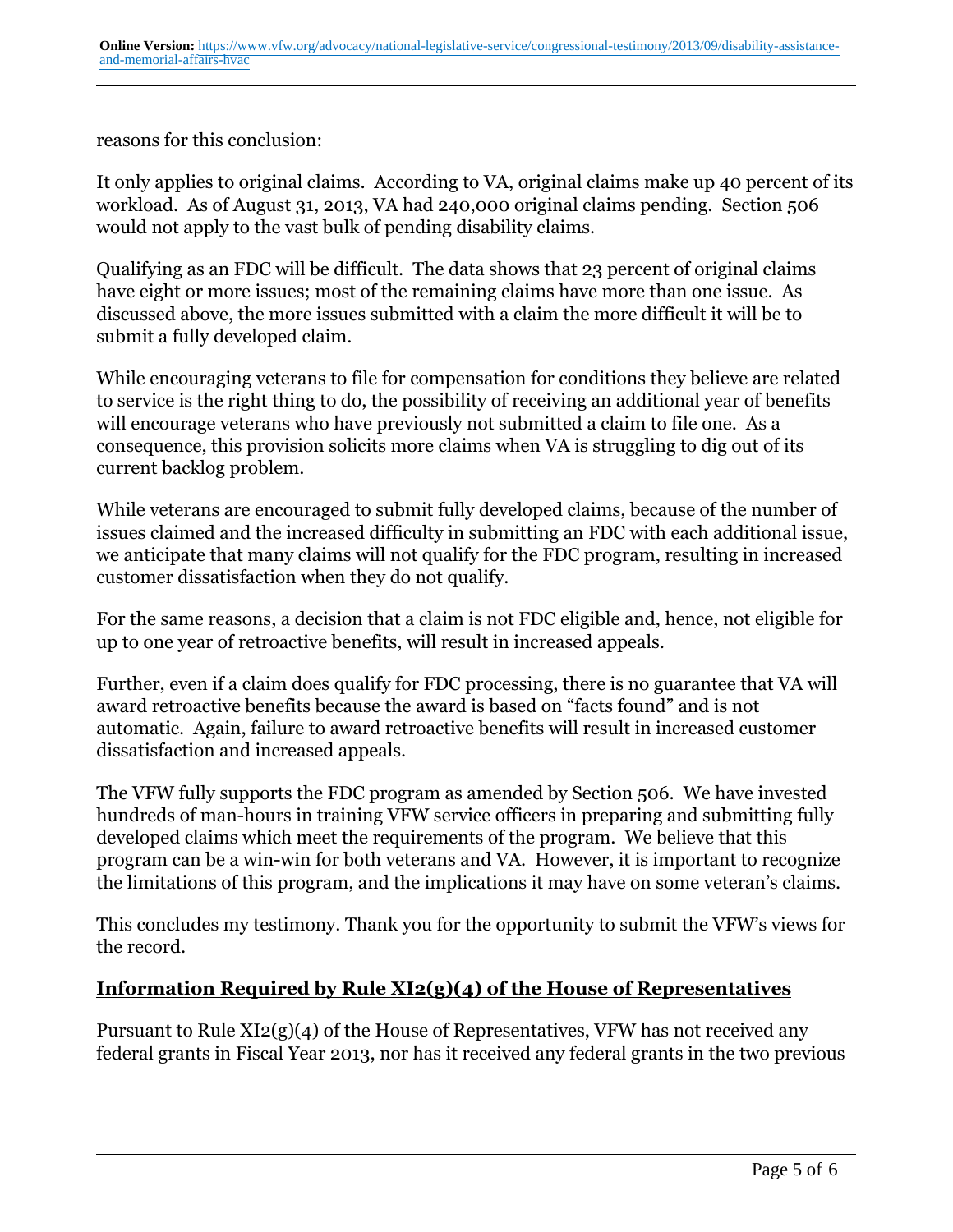reasons for this conclusion:

It only applies to original claims. According to VA, original claims make up 40 percent of its workload. As of August 31, 2013, VA had 240,000 original claims pending. Section 506 would not apply to the vast bulk of pending disability claims.

Qualifying as an FDC will be difficult. The data shows that 23 percent of original claims have eight or more issues; most of the remaining claims have more than one issue. As discussed above, the more issues submitted with a claim the more difficult it will be to submit a fully developed claim.

While encouraging veterans to file for compensation for conditions they believe are related to service is the right thing to do, the possibility of receiving an additional year of benefits will encourage veterans who have previously not submitted a claim to file one. As a consequence, this provision solicits more claims when VA is struggling to dig out of its current backlog problem.

While veterans are encouraged to submit fully developed claims, because of the number of issues claimed and the increased difficulty in submitting an FDC with each additional issue, we anticipate that many claims will not qualify for the FDC program, resulting in increased customer dissatisfaction when they do not qualify.

For the same reasons, a decision that a claim is not FDC eligible and, hence, not eligible for up to one year of retroactive benefits, will result in increased appeals.

Further, even if a claim does qualify for FDC processing, there is no guarantee that VA will award retroactive benefits because the award is based on "facts found" and is not automatic. Again, failure to award retroactive benefits will result in increased customer dissatisfaction and increased appeals.

The VFW fully supports the FDC program as amended by Section 506. We have invested hundreds of man-hours in training VFW service officers in preparing and submitting fully developed claims which meet the requirements of the program. We believe that this program can be a win-win for both veterans and VA. However, it is important to recognize the limitations of this program, and the implications it may have on some veteran's claims.

This concludes my testimony. Thank you for the opportunity to submit the VFW's views for the record.

## Information Required by Rule XI2(g)(4) of the House of Representatives

Pursuant to Rule XI2(g)(4) of the House of Representatives, VFW has not received any federal grants in Fiscal Year 2013, nor has it received any federal grants in the two previous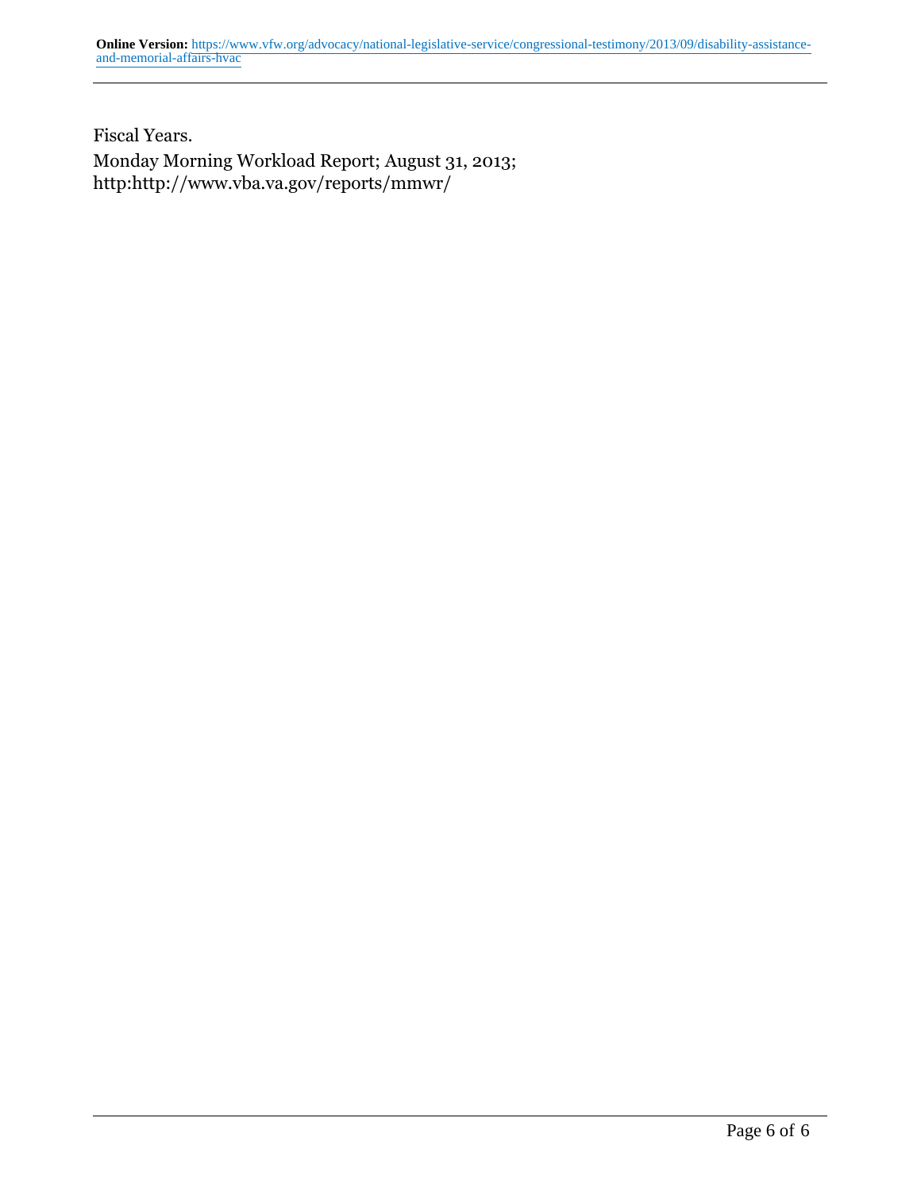Fiscal Years.

Monday Morning Workload Report; August 31, 2013; http:http://www.vba.va.gov/reports/mmwr/